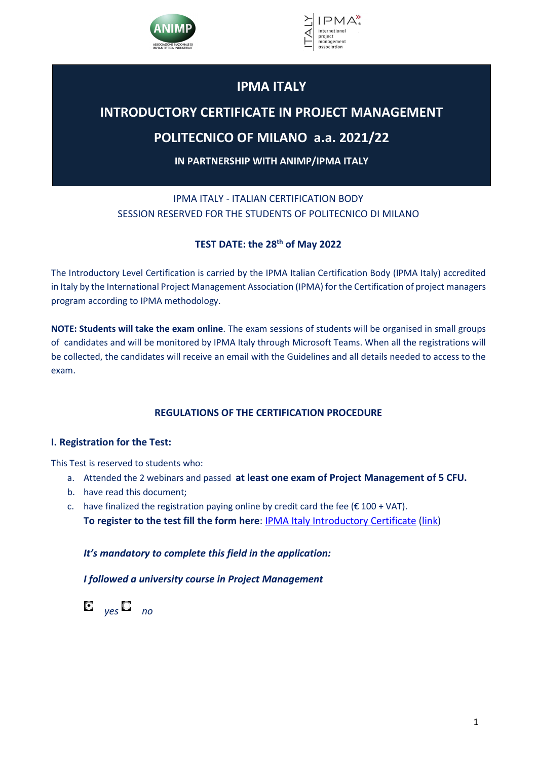# IPMA ITALY

# INTRODUCTORY CERTIFICATE IN PROJECT MANAGEMENT

# POLITECNICO OF MILANO a.a. 2021/22

**IN PARTNERSHIP WITH ANIMP/IPMA ITALY**

IPMA ITALY - ITALIAN CERTIFICATION BODY
SESSION RESERVED FOR THE STUDENTS OF POLITECNICO DI MILANO

**TEST DATE: the 28th of May 2022**

The Introductory Level Certification is carried by the IPMA Italian Certification Body (IPMA Italy) accredited in Italy by the International Project Management Association (IPMA) for the Certification of project managers program according to IPMA methodology.

**NOTE: Students will take the exam online**. The exam sessions of students will be organised in small groups of candidates and will be monitored by IPMA Italy through Microsoft Teams. When all the registrations will be collected, the candidates will receive an email with the Guidelines and all details needed to access to the exam.

## REGULATIONS OF THE CERTIFICATION PROCEDURE

### I. Registration for the Test:

This Test is reserved to students who:

a. Attended the 2 webinars and passed **at least one exam of Project Management of 5 CFU.**
b. have read this document;
c. have finalized the registration paying online by credit card the fee (€ 100 + VAT).
   **To register to the test fill the form here**: IPMA Italy Introductory Certificate (link)

***It's mandatory to complete this field in the application:***

***I followed a university course in Project Management***

- [x] *yes*
- [ ] *no*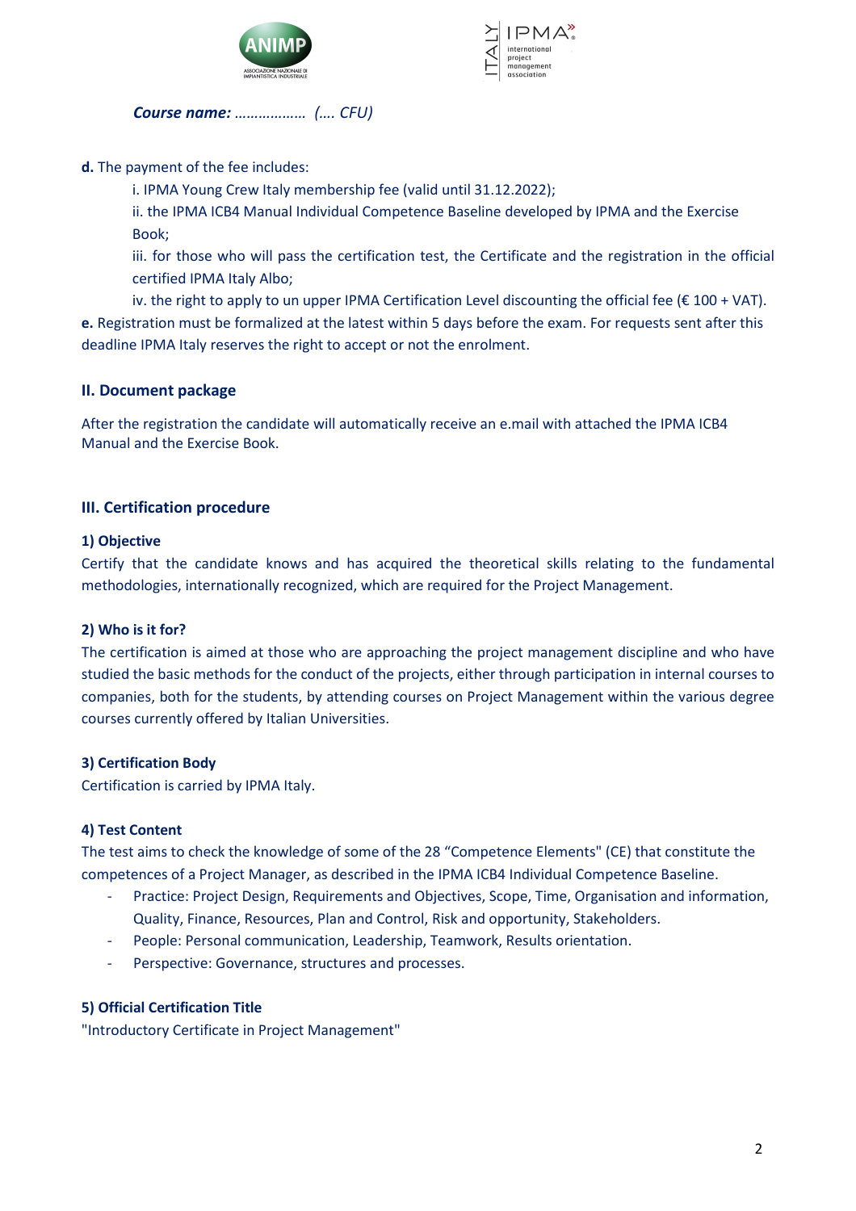***Course name:** ……………… (…. CFU)*

**d.** The payment of the fee includes:

i. IPMA Young Crew Italy membership fee (valid until 31.12.2022);

ii. the IPMA ICB4 Manual Individual Competence Baseline developed by IPMA and the Exercise Book;

iii. for those who will pass the certification test, the Certificate and the registration in the official certified IPMA Italy Albo;

iv. the right to apply to un upper IPMA Certification Level discounting the official fee (€ 100 + VAT).

**e.** Registration must be formalized at the latest within 5 days before the exam. For requests sent after this deadline IPMA Italy reserves the right to accept or not the enrolment.

## II. Document package

After the registration the candidate will automatically receive an e.mail with attached the IPMA ICB4 Manual and the Exercise Book.

## III. Certification procedure

### 1) Objective

Certify that the candidate knows and has acquired the theoretical skills relating to the fundamental methodologies, internationally recognized, which are required for the Project Management.

### 2) Who is it for?

The certification is aimed at those who are approaching the project management discipline and who have studied the basic methods for the conduct of the projects, either through participation in internal courses to companies, both for the students, by attending courses on Project Management within the various degree courses currently offered by Italian Universities.

### 3) Certification Body

Certification is carried by IPMA Italy.

### 4) Test Content

The test aims to check the knowledge of some of the 28 "Competence Elements" (CE) that constitute the competences of a Project Manager, as described in the IPMA ICB4 Individual Competence Baseline.

- Practice: Project Design, Requirements and Objectives, Scope, Time, Organisation and information, Quality, Finance, Resources, Plan and Control, Risk and opportunity, Stakeholders.
- People: Personal communication, Leadership, Teamwork, Results orientation.
- Perspective: Governance, structures and processes.

### 5) Official Certification Title

"Introductory Certificate in Project Management"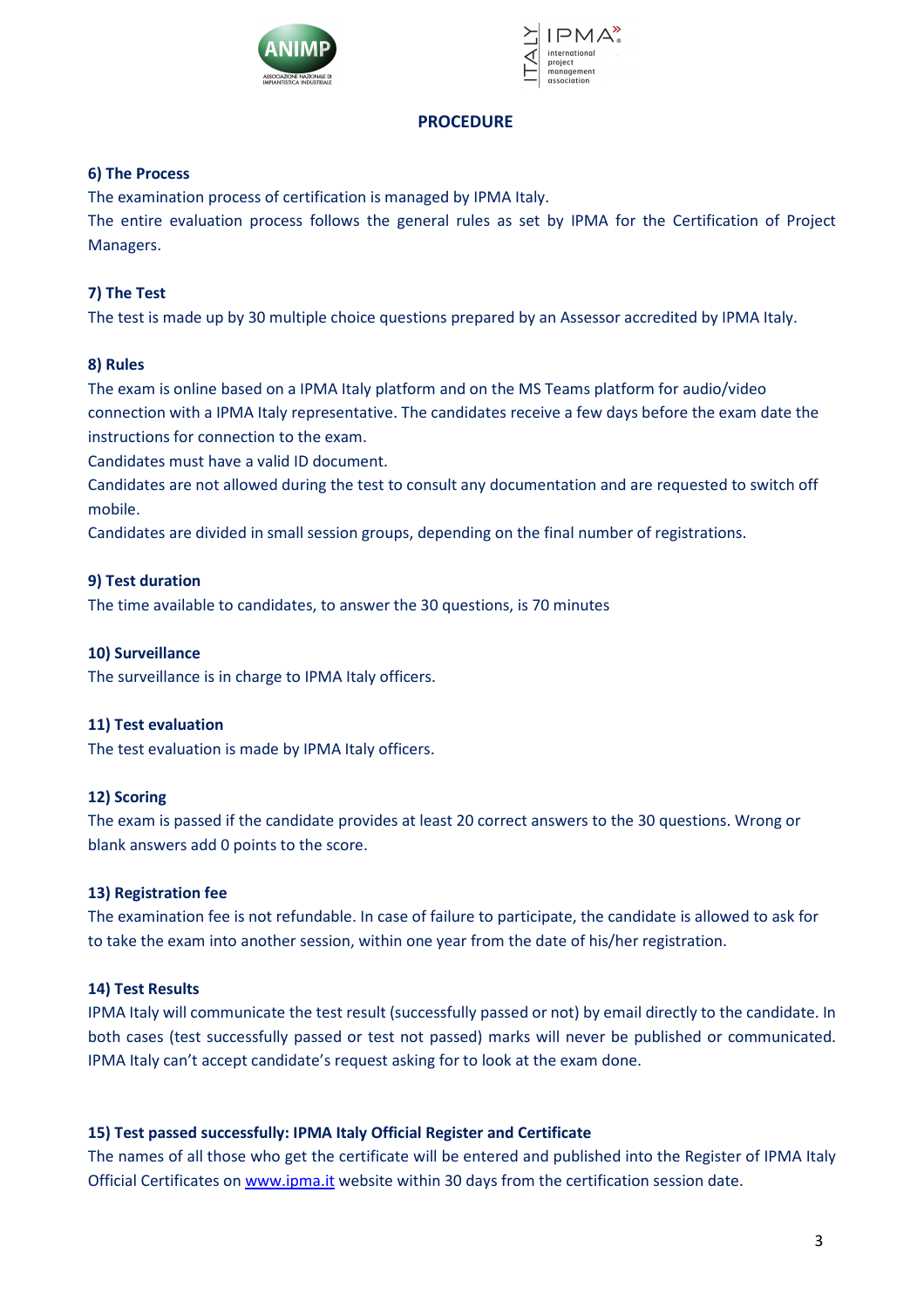# PROCEDURE

### 6) The Process

The examination process of certification is managed by IPMA Italy.

The entire evaluation process follows the general rules as set by IPMA for the Certification of Project Managers.

### 7) The Test

The test is made up by 30 multiple choice questions prepared by an Assessor accredited by IPMA Italy.

### 8) Rules

The exam is online based on a IPMA Italy platform and on the MS Teams platform for audio/video connection with a IPMA Italy representative. The candidates receive a few days before the exam date the instructions for connection to the exam.

Candidates must have a valid ID document.

Candidates are not allowed during the test to consult any documentation and are requested to switch off mobile.

Candidates are divided in small session groups, depending on the final number of registrations.

### 9) Test duration

The time available to candidates, to answer the 30 questions, is 70 minutes

### 10) Surveillance

The surveillance is in charge to IPMA Italy officers.

### 11) Test evaluation

The test evaluation is made by IPMA Italy officers.

### 12) Scoring

The exam is passed if the candidate provides at least 20 correct answers to the 30 questions. Wrong or blank answers add 0 points to the score.

### 13) Registration fee

The examination fee is not refundable. In case of failure to participate, the candidate is allowed to ask for to take the exam into another session, within one year from the date of his/her registration.

### 14) Test Results

IPMA Italy will communicate the test result (successfully passed or not) by email directly to the candidate. In both cases (test successfully passed or test not passed) marks will never be published or communicated. IPMA Italy can't accept candidate's request asking for to look at the exam done.

### 15) Test passed successfully: IPMA Italy Official Register and Certificate

The names of all those who get the certificate will be entered and published into the Register of IPMA Italy Official Certificates on [www.ipma.it](http://www.ipma.it) website within 30 days from the certification session date.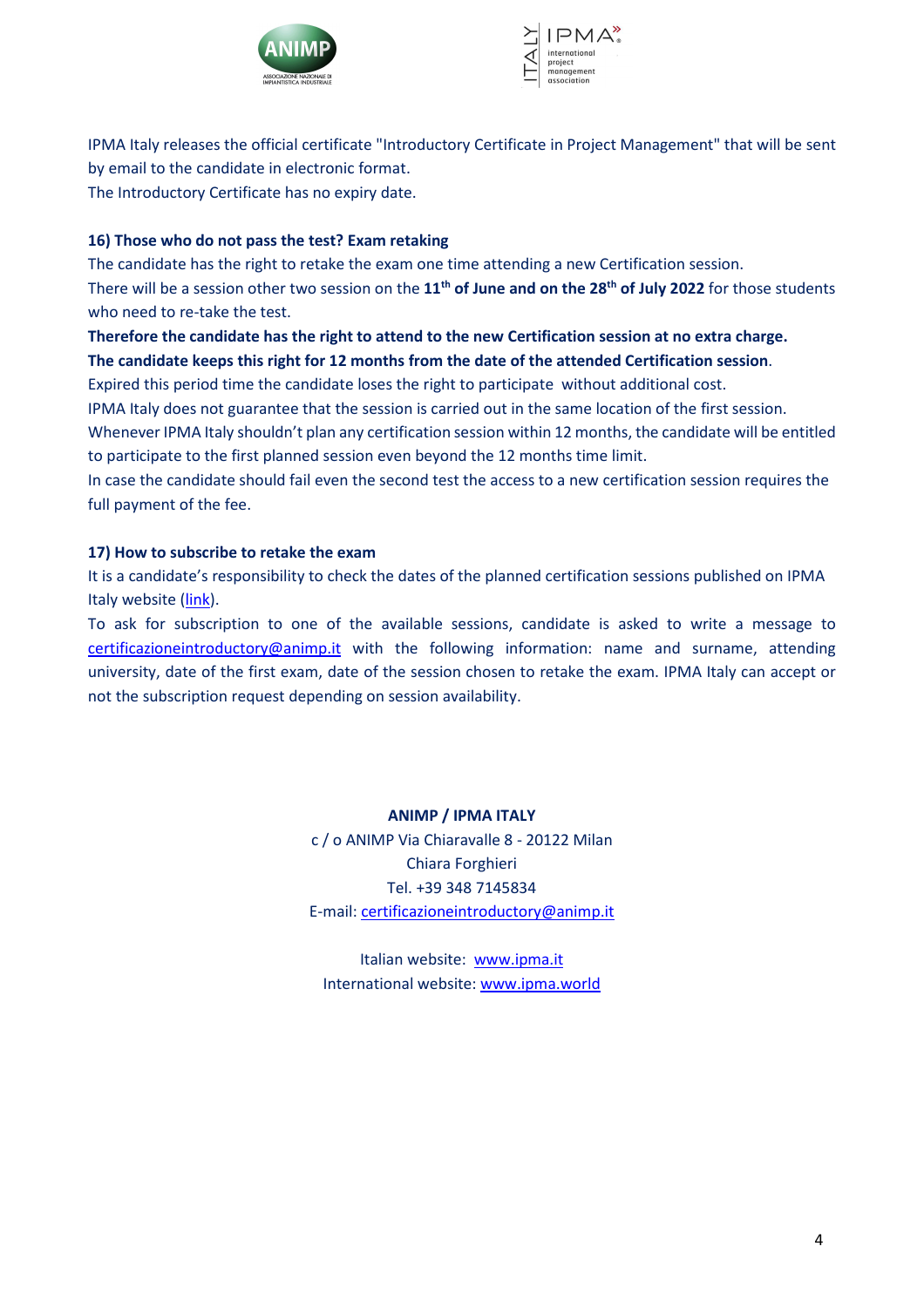IPMA Italy releases the official certificate "Introductory Certificate in Project Management" that will be sent by email to the candidate in electronic format.
The Introductory Certificate has no expiry date.

**16) Those who do not pass the test? Exam retaking**

The candidate has the right to retake the exam one time attending a new Certification session.
There will be a session other two session on the **11th of June and on the 28th of July 2022** for those students who need to re-take the test.
**Therefore the candidate has the right to attend to the new Certification session at no extra charge.**
**The candidate keeps this right for 12 months from the date of the attended Certification session**.
Expired this period time the candidate loses the right to participate without additional cost.
IPMA Italy does not guarantee that the session is carried out in the same location of the first session.
Whenever IPMA Italy shouldn't plan any certification session within 12 months, the candidate will be entitled to participate to the first planned session even beyond the 12 months time limit.
In case the candidate should fail even the second test the access to a new certification session requires the full payment of the fee.

**17) How to subscribe to retake the exam**

It is a candidate's responsibility to check the dates of the planned certification sessions published on IPMA Italy website (link).
To ask for subscription to one of the available sessions, candidate is asked to write a message to certificazioneintroductory@animp.it with the following information: name and surname, attending university, date of the first exam, date of the session chosen to retake the exam. IPMA Italy can accept or not the subscription request depending on session availability.

**ANIMP / IPMA ITALY**
c / o ANIMP Via Chiaravalle 8 - 20122 Milan
Chiara Forghieri
Tel. +39 348 7145834
E-mail: certificazioneintroductory@animp.it

Italian website: www.ipma.it
International website: www.ipma.world